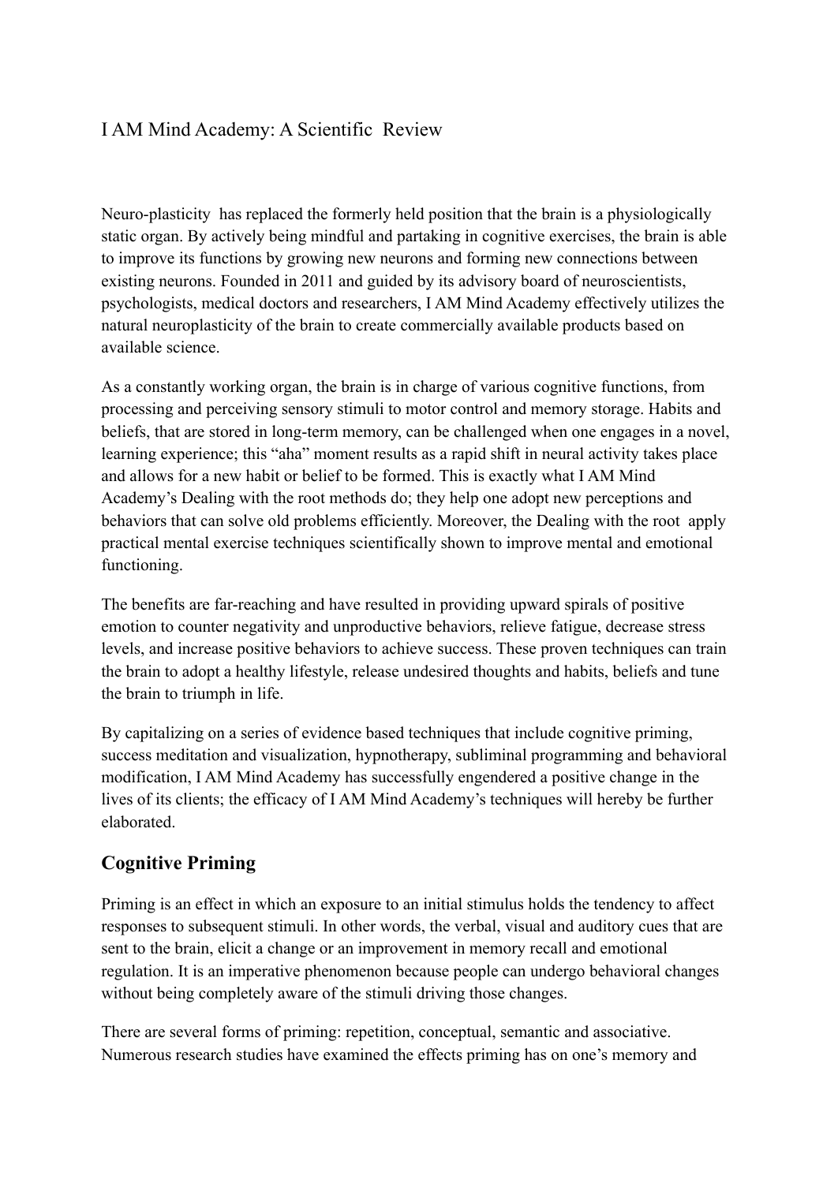# I AM Mind Academy: A Scientific Review

Neuro-plasticity has replaced the formerly held position that the brain is a physiologically static organ. By actively being mindful and partaking in cognitive exercises, the brain is able to improve its functions by growing new neurons and forming new connections between existing neurons. Founded in 2011 and guided by its advisory board of neuroscientists, psychologists, medical doctors and researchers, I AM Mind Academy effectively utilizes the natural neuroplasticity of the brain to create commercially available products based on available science.

As a constantly working organ, the brain is in charge of various cognitive functions, from processing and perceiving sensory stimuli to motor control and memory storage. Habits and beliefs, that are stored in long-term memory, can be challenged when one engages in a novel, learning experience; this "aha" moment results as a rapid shift in neural activity takes place and allows for a new habit or belief to be formed. This is exactly what I AM Mind Academy's Dealing with the root methods do; they help one adopt new perceptions and behaviors that can solve old problems efficiently. Moreover, the Dealing with the root apply practical mental exercise techniques scientifically shown to improve mental and emotional functioning.

The benefits are far-reaching and have resulted in providing upward spirals of positive emotion to counter negativity and unproductive behaviors, relieve fatigue, decrease stress levels, and increase positive behaviors to achieve success. These proven techniques can train the brain to adopt a healthy lifestyle, release undesired thoughts and habits, beliefs and tune the brain to triumph in life.

By capitalizing on a series of evidence based techniques that include cognitive priming, success meditation and visualization, hypnotherapy, subliminal programming and behavioral modification, I AM Mind Academy has successfully engendered a positive change in the lives of its clients; the efficacy of I AM Mind Academy's techniques will hereby be further elaborated.

## Cognitive Priming

Priming is an effect in which an exposure to an initial stimulus holds the tendency to affect responses to subsequent stimuli. In other words, the verbal, visual and auditory cues that are sent to the brain, elicit a change or an improvement in memory recall and emotional regulation. It is an imperative phenomenon because people can undergo behavioral changes without being completely aware of the stimuli driving those changes.

There are several forms of priming: repetition, conceptual, semantic and associative. Numerous research studies have examined the effects priming has on one's memory and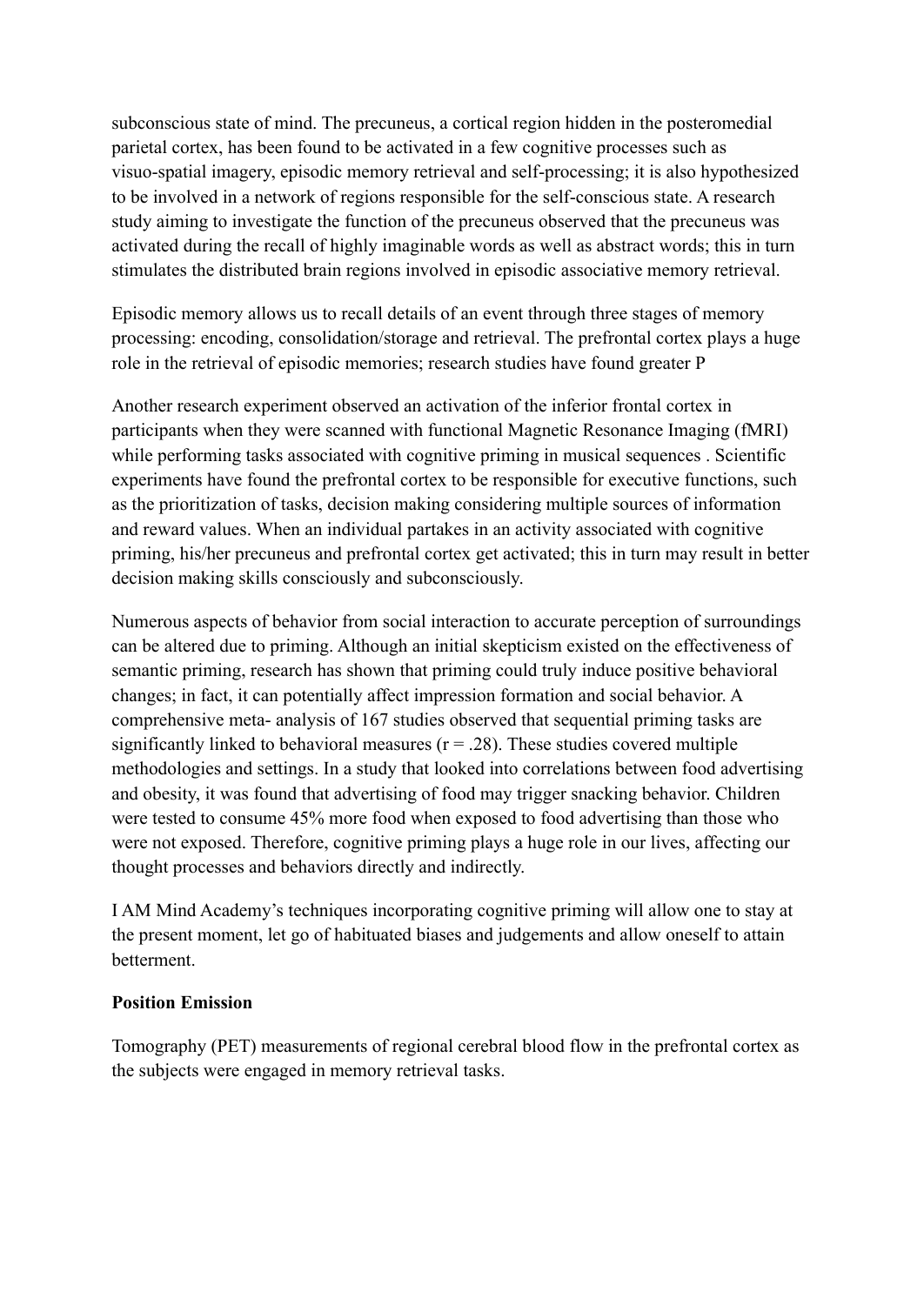subconscious state of mind. The precuneus, a cortical region hidden in the posteromedial parietal cortex, has been found to be activated in a few cognitive processes such as visuo-spatial imagery, episodic memory retrieval and self-processing; it is also hypothesized to be involved in a network of regions responsible for the self-conscious state. A research study aiming to investigate the function of the precuneus observed that the precuneus was activated during the recall of highly imaginable words as well as abstract words; this in turn stimulates the distributed brain regions involved in episodic associative memory retrieval.

Episodic memory allows us to recall details of an event through three stages of memory processing: encoding, consolidation/storage and retrieval. The prefrontal cortex plays a huge role in the retrieval of episodic memories; research studies have found greater P

Another research experiment observed an activation of the inferior frontal cortex in participants when they were scanned with functional Magnetic Resonance Imaging (fMRI) while performing tasks associated with cognitive priming in musical sequences . Scientific experiments have found the prefrontal cortex to be responsible for executive functions, such as the prioritization of tasks, decision making considering multiple sources of information and reward values. When an individual partakes in an activity associated with cognitive priming, his/her precuneus and prefrontal cortex get activated; this in turn may result in better decision making skills consciously and subconsciously.

Numerous aspects of behavior from social interaction to accurate perception of surroundings can be altered due to priming. Although an initial skepticism existed on the effectiveness of semantic priming, research has shown that priming could truly induce positive behavioral changes; in fact, it can potentially affect impression formation and social behavior. A comprehensive meta- analysis of 167 studies observed that sequential priming tasks are significantly linked to behavioral measures ($r = .28$). These studies covered multiple methodologies and settings. In a study that looked into correlations between food advertising and obesity, it was found that advertising of food may trigger snacking behavior. Children were tested to consume 45% more food when exposed to food advertising than those who were not exposed. Therefore, cognitive priming plays a huge role in our lives, affecting our thought processes and behaviors directly and indirectly.

I AM Mind Academy's techniques incorporating cognitive priming will allow one to stay at the present moment, let go of habituated biases and judgements and allow oneself to attain betterment.

**Position Emission**

Tomography (PET) measurements of regional cerebral blood flow in the prefrontal cortex as the subjects were engaged in memory retrieval tasks.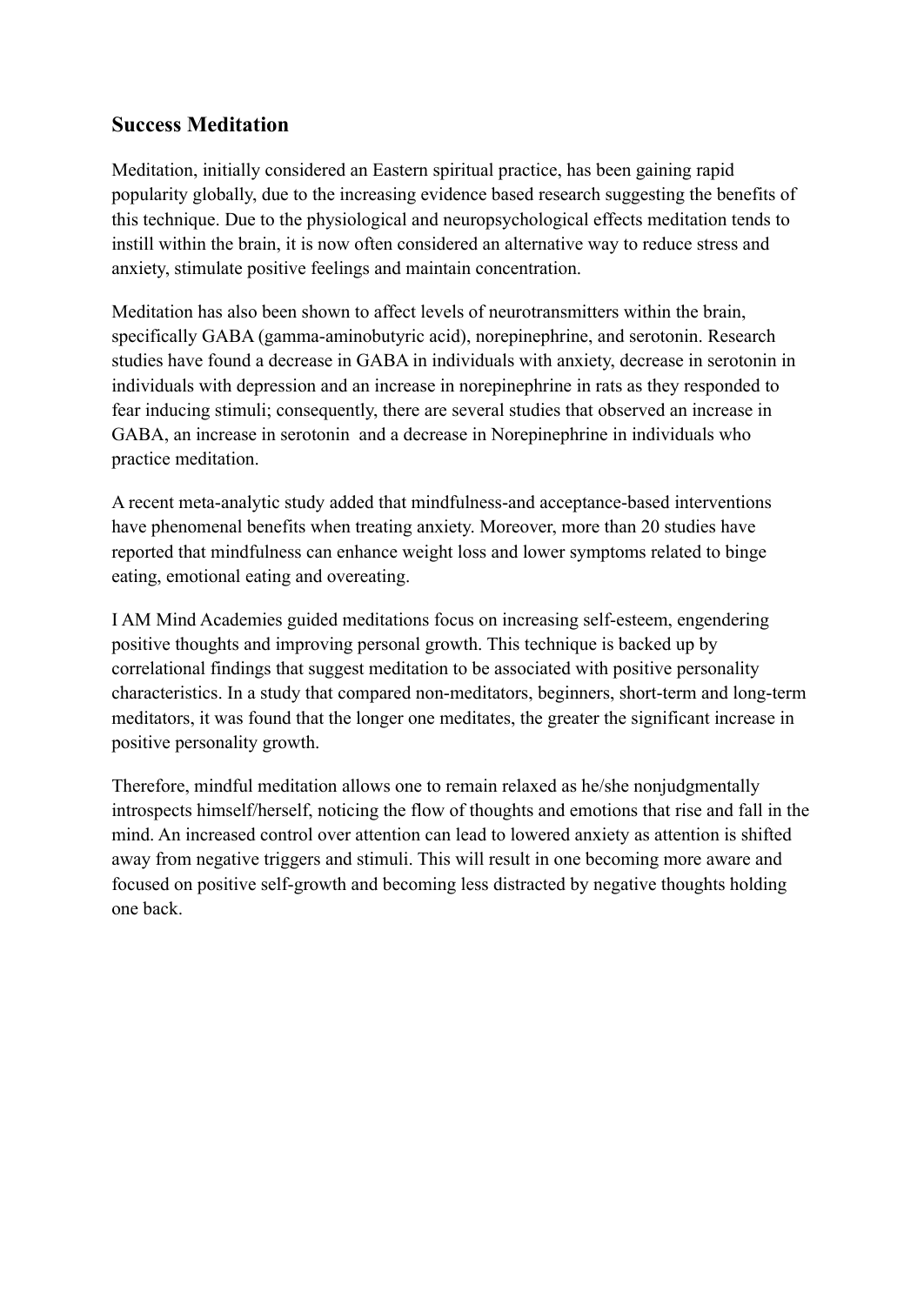## Success Meditation

Meditation, initially considered an Eastern spiritual practice, has been gaining rapid popularity globally, due to the increasing evidence based research suggesting the benefits of this technique. Due to the physiological and neuropsychological effects meditation tends to instill within the brain, it is now often considered an alternative way to reduce stress and anxiety, stimulate positive feelings and maintain concentration.

Meditation has also been shown to affect levels of neurotransmitters within the brain, specifically GABA (gamma-aminobutyric acid), norepinephrine, and serotonin. Research studies have found a decrease in GABA in individuals with anxiety, decrease in serotonin in individuals with depression and an increase in norepinephrine in rats as they responded to fear inducing stimuli; consequently, there are several studies that observed an increase in GABA, an increase in serotonin  and a decrease in Norepinephrine in individuals who practice meditation.

A recent meta-analytic study added that mindfulness-and acceptance-based interventions have phenomenal benefits when treating anxiety. Moreover, more than 20 studies have reported that mindfulness can enhance weight loss and lower symptoms related to binge eating, emotional eating and overeating.

I AM Mind Academies guided meditations focus on increasing self-esteem, engendering positive thoughts and improving personal growth. This technique is backed up by correlational findings that suggest meditation to be associated with positive personality characteristics. In a study that compared non-meditators, beginners, short-term and long-term meditators, it was found that the longer one meditates, the greater the significant increase in positive personality growth.

Therefore, mindful meditation allows one to remain relaxed as he/she nonjudgmentally introspects himself/herself, noticing the flow of thoughts and emotions that rise and fall in the mind. An increased control over attention can lead to lowered anxiety as attention is shifted away from negative triggers and stimuli. This will result in one becoming more aware and focused on positive self-growth and becoming less distracted by negative thoughts holding one back.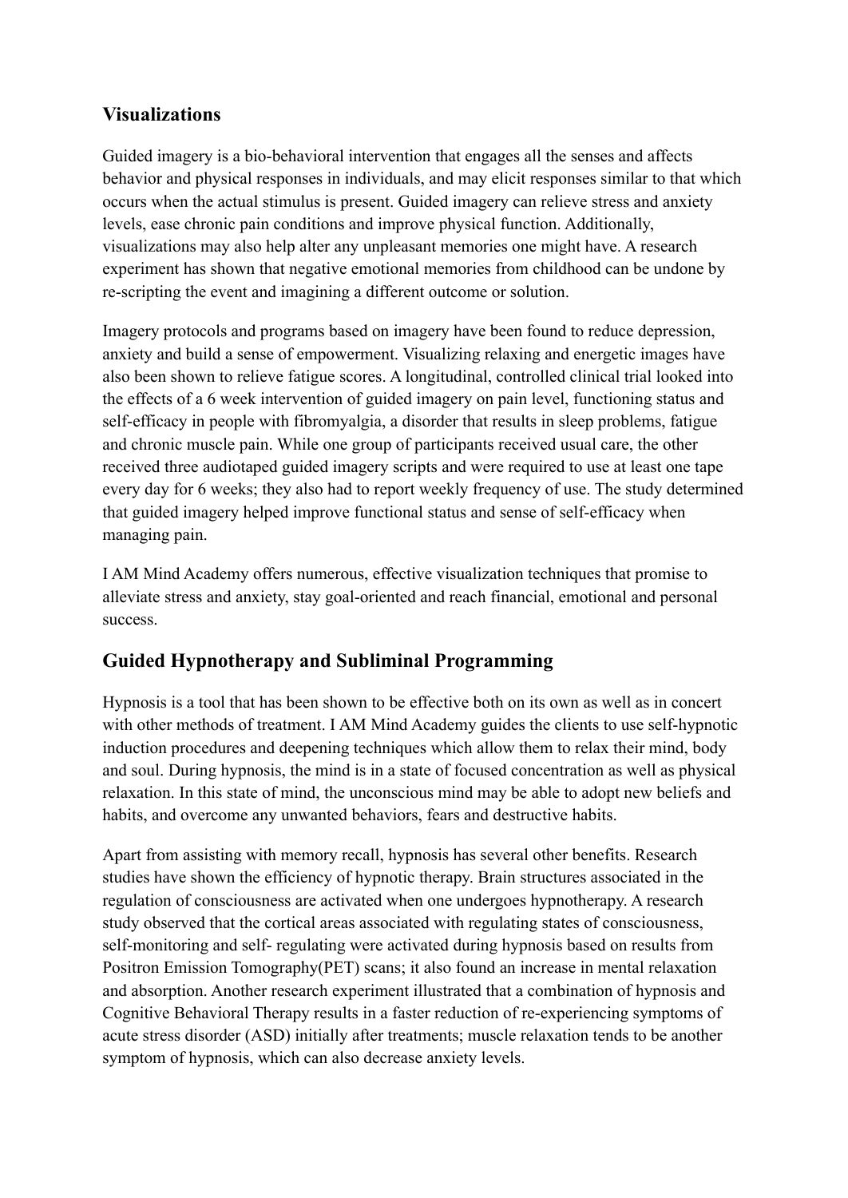## Visualizations

Guided imagery is a bio-behavioral intervention that engages all the senses and affects behavior and physical responses in individuals, and may elicit responses similar to that which occurs when the actual stimulus is present. Guided imagery can relieve stress and anxiety levels, ease chronic pain conditions and improve physical function. Additionally, visualizations may also help alter any unpleasant memories one might have. A research experiment has shown that negative emotional memories from childhood can be undone by re-scripting the event and imagining a different outcome or solution.

Imagery protocols and programs based on imagery have been found to reduce depression, anxiety and build a sense of empowerment. Visualizing relaxing and energetic images have also been shown to relieve fatigue scores. A longitudinal, controlled clinical trial looked into the effects of a 6 week intervention of guided imagery on pain level, functioning status and self-efficacy in people with fibromyalgia, a disorder that results in sleep problems, fatigue and chronic muscle pain. While one group of participants received usual care, the other received three audiotaped guided imagery scripts and were required to use at least one tape every day for 6 weeks; they also had to report weekly frequency of use. The study determined that guided imagery helped improve functional status and sense of self-efficacy when managing pain.

I AM Mind Academy offers numerous, effective visualization techniques that promise to alleviate stress and anxiety, stay goal-oriented and reach financial, emotional and personal success.

## Guided Hypnotherapy and Subliminal Programming

Hypnosis is a tool that has been shown to be effective both on its own as well as in concert with other methods of treatment. I AM Mind Academy guides the clients to use self-hypnotic induction procedures and deepening techniques which allow them to relax their mind, body and soul. During hypnosis, the mind is in a state of focused concentration as well as physical relaxation. In this state of mind, the unconscious mind may be able to adopt new beliefs and habits, and overcome any unwanted behaviors, fears and destructive habits.

Apart from assisting with memory recall, hypnosis has several other benefits. Research studies have shown the efficiency of hypnotic therapy. Brain structures associated in the regulation of consciousness are activated when one undergoes hypnotherapy. A research study observed that the cortical areas associated with regulating states of consciousness, self-monitoring and self- regulating were activated during hypnosis based on results from Positron Emission Tomography(PET) scans; it also found an increase in mental relaxation and absorption. Another research experiment illustrated that a combination of hypnosis and Cognitive Behavioral Therapy results in a faster reduction of re-experiencing symptoms of acute stress disorder (ASD) initially after treatments; muscle relaxation tends to be another symptom of hypnosis, which can also decrease anxiety levels.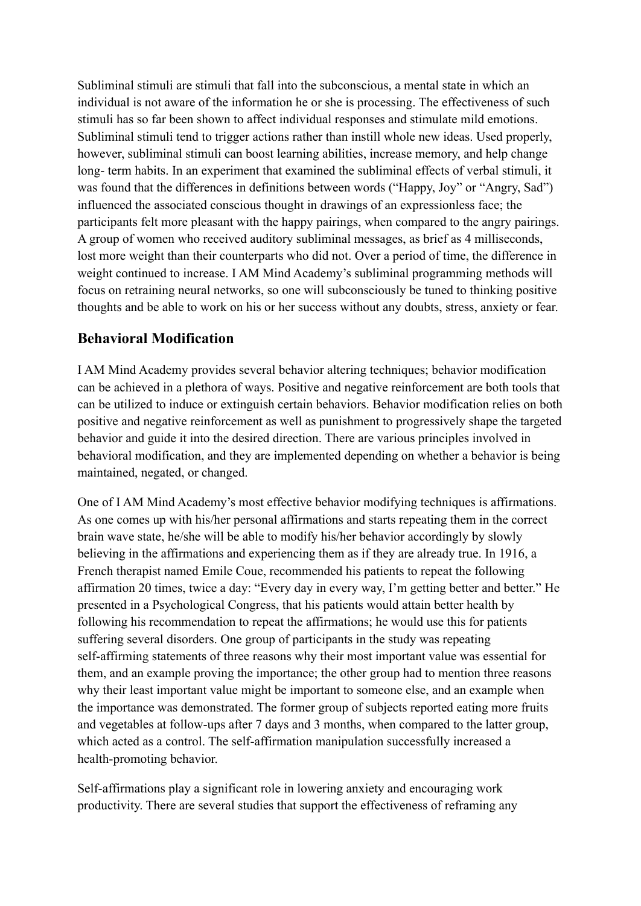Subliminal stimuli are stimuli that fall into the subconscious, a mental state in which an individual is not aware of the information he or she is processing. The effectiveness of such stimuli has so far been shown to affect individual responses and stimulate mild emotions. Subliminal stimuli tend to trigger actions rather than instill whole new ideas. Used properly, however, subliminal stimuli can boost learning abilities, increase memory, and help change long- term habits. In an experiment that examined the subliminal effects of verbal stimuli, it was found that the differences in definitions between words ("Happy, Joy" or "Angry, Sad") influenced the associated conscious thought in drawings of an expressionless face; the participants felt more pleasant with the happy pairings, when compared to the angry pairings. A group of women who received auditory subliminal messages, as brief as 4 milliseconds, lost more weight than their counterparts who did not. Over a period of time, the difference in weight continued to increase. I AM Mind Academy's subliminal programming methods will focus on retraining neural networks, so one will subconsciously be tuned to thinking positive thoughts and be able to work on his or her success without any doubts, stress, anxiety or fear.

## Behavioral Modification

I AM Mind Academy provides several behavior altering techniques; behavior modification can be achieved in a plethora of ways. Positive and negative reinforcement are both tools that can be utilized to induce or extinguish certain behaviors. Behavior modification relies on both positive and negative reinforcement as well as punishment to progressively shape the targeted behavior and guide it into the desired direction. There are various principles involved in behavioral modification, and they are implemented depending on whether a behavior is being maintained, negated, or changed.

One of I AM Mind Academy's most effective behavior modifying techniques is affirmations. As one comes up with his/her personal affirmations and starts repeating them in the correct brain wave state, he/she will be able to modify his/her behavior accordingly by slowly believing in the affirmations and experiencing them as if they are already true. In 1916, a French therapist named Emile Coue, recommended his patients to repeat the following affirmation 20 times, twice a day: "Every day in every way, I'm getting better and better." He presented in a Psychological Congress, that his patients would attain better health by following his recommendation to repeat the affirmations; he would use this for patients suffering several disorders. One group of participants in the study was repeating self-affirming statements of three reasons why their most important value was essential for them, and an example proving the importance; the other group had to mention three reasons why their least important value might be important to someone else, and an example when the importance was demonstrated. The former group of subjects reported eating more fruits and vegetables at follow-ups after 7 days and 3 months, when compared to the latter group, which acted as a control. The self-affirmation manipulation successfully increased a health-promoting behavior.

Self-affirmations play a significant role in lowering anxiety and encouraging work productivity. There are several studies that support the effectiveness of reframing any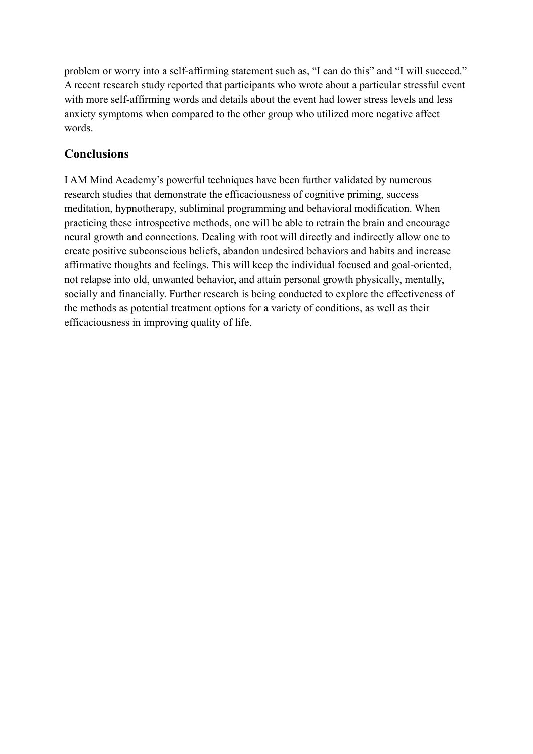problem or worry into a self-affirming statement such as, “I can do this” and “I will succeed.” A recent research study reported that participants who wrote about a particular stressful event with more self-affirming words and details about the event had lower stress levels and less anxiety symptoms when compared to the other group who utilized more negative affect words.

## Conclusions

I AM Mind Academy’s powerful techniques have been further validated by numerous research studies that demonstrate the efficaciousness of cognitive priming, success meditation, hypnotherapy, subliminal programming and behavioral modification. When practicing these introspective methods, one will be able to retrain the brain and encourage neural growth and connections. Dealing with root will directly and indirectly allow one to create positive subconscious beliefs, abandon undesired behaviors and habits and increase affirmative thoughts and feelings. This will keep the individual focused and goal-oriented, not relapse into old, unwanted behavior, and attain personal growth physically, mentally, socially and financially. Further research is being conducted to explore the effectiveness of the methods as potential treatment options for a variety of conditions, as well as their efficaciousness in improving quality of life.